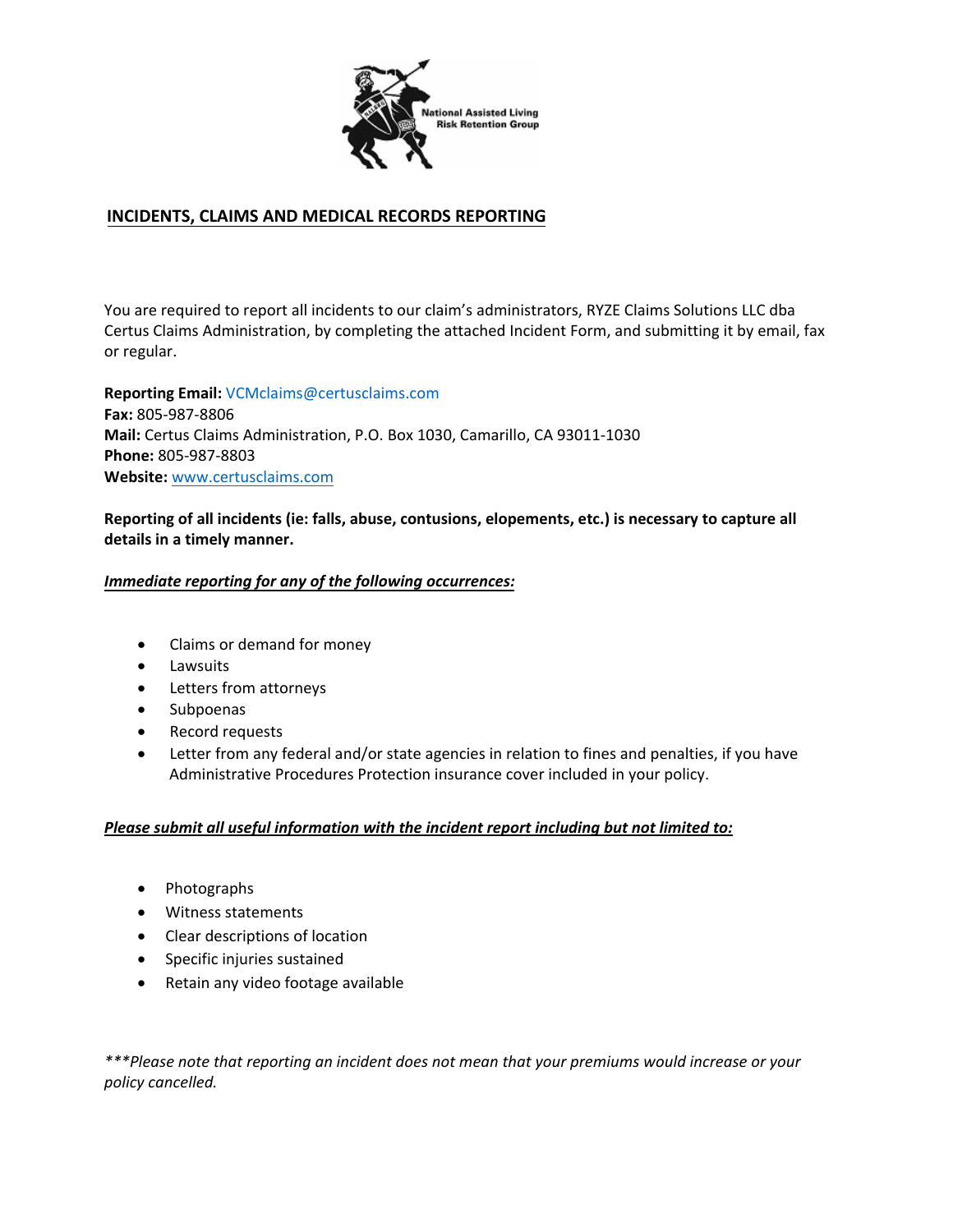National Assisted Living Risk Retention Group

## INCIDENTS, CLAIMS AND MEDICAL RECORDS REPORTING

You are required to report all incidents to our claim's administrators, RYZE Claims Solutions LLC dba Certus Claims Administration, by completing the attached Incident Form, and submitting it by email, fax or regular.

**Reporting Email:** VCMclaims@certusclaims.com
**Fax:** 805-987-8806
**Mail:** Certus Claims Administration, P.O. Box 1030, Camarillo, CA 93011-1030
**Phone:** 805-987-8803
**Website:** www.certusclaims.com

**Reporting of all incidents (ie: falls, abuse, contusions, elopements, etc.) is necessary to capture all details in a timely manner.**

***Immediate reporting for any of the following occurrences:***

- Claims or demand for money
- Lawsuits
- Letters from attorneys
- Subpoenas
- Record requests
- Letter from any federal and/or state agencies in relation to fines and penalties, if you have Administrative Procedures Protection insurance cover included in your policy.

***Please submit all useful information with the incident report including but not limited to:***

- Photographs
- Witness statements
- Clear descriptions of location
- Specific injuries sustained
- Retain any video footage available

****Please note that reporting an incident does not mean that your premiums would increase or your policy cancelled.*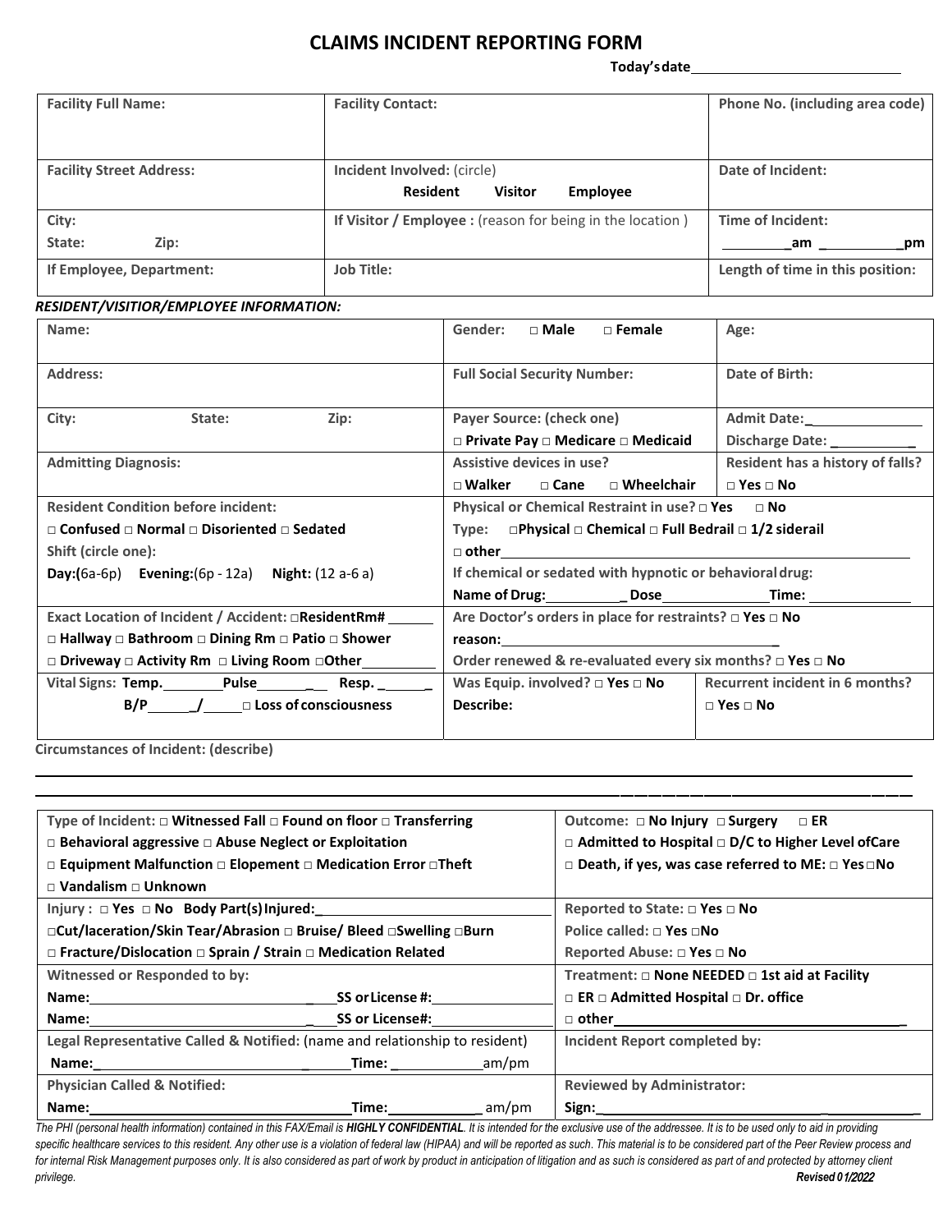# CLAIMS INCIDENT REPORTING FORM

**Today's date**\_\_\_\_\_\_\_\_\_\_\_\_\_\_\_\_\_\_\_\_\_\_\_\_\_\_\_\_

| | | |
|---|---|---|
| **Facility Full Name:** | **Facility Contact:** | **Phone No. (including area code)** |
| **Facility Street Address:** | **Incident Involved:** (circle) **Resident Visitor Employee** | **Date of Incident:** |
| **City:** **State: Zip:** | **If Visitor / Employee :** (reason for being in the location ) | **Time of Incident:** \_\_\_\_\_\_\_\_\_am \_\_\_\_\_\_\_\_\_\_\_pm |
| **If Employee, Department:** | **Job Title:** | **Length of time in this position:** |

***RESIDENT/VISITIOR/EMPLOYEE INFORMATION:***

| | | |
|---|---|---|
| **Name:** | **Gender: □ Male □ Female** | **Age:** |
| **Address:** | **Full Social Security Number:** | **Date of Birth:** |
| **City: State: Zip:** | **Payer Source: (check one)** **□ Private Pay □ Medicare □ Medicaid** | **Admit Date:**\_\_\_\_\_\_\_\_\_\_\_\_\_\_ **Discharge Date:** \_\_\_\_\_\_\_\_\_\_\_ |
| **Admitting Diagnosis:** | **Assistive devices in use?** **□ Walker □ Cane □ Wheelchair** | **Resident has a history of falls?** **□ Yes □ No** |
| **Resident Condition before incident:** **□ Confused □ Normal □ Disoriented □ Sedated** **Shift (circle one):** **Day:**(6a-6p) **Evening:**(6p - 12a) **Night:** (12 a-6 a) | **Physical or Chemical Restraint in use? □ Yes □ No** **Type: □Physical □ Chemical □ Full Bedrail □ 1/2 siderail** **□ other**\_\_\_\_\_\_\_\_\_\_\_\_\_\_\_\_\_\_\_\_\_\_\_\_\_\_\_\_\_\_\_\_\_\_ **If chemical or sedated with hypnotic or behavioral drug:** **Name of Drug:**\_\_\_\_\_\_\_\_\_\_ **Dose**\_\_\_\_\_\_\_\_\_\_\_\_\_\_ **Time:** \_\_\_\_\_\_\_\_\_\_\_\_\_ | |
| **Exact Location of Incident / Accident: □ResidentRm#** \_\_\_\_\_\_ **□ Hallway □ Bathroom □ Dining Rm □ Patio □ Shower** **□ Driveway □ Activity Rm □ Living Room □Other**\_\_\_\_\_\_\_\_\_\_ | **Are Doctor's orders in place for restraints? □ Yes □ No** **reason:**\_\_\_\_\_\_\_\_\_\_\_\_\_\_\_\_\_\_\_\_\_\_\_\_\_\_\_\_\_\_\_\_\_\_\_ **Order renewed & re-evaluated every six months? □ Yes □ No** | |
| **Vital Signs: Temp.**\_\_\_\_\_\_\_\_**Pulse**\_\_\_\_\_\_\_\_\_ **Resp.** \_\_\_\_\_\_\_ **B/P**\_\_\_\_\_\_**/**\_\_\_\_\_ **□ Loss of consciousness** | **Was Equip. involved? □ Yes □ No** **Describe:** | **Recurrent incident in 6 months?** **□ Yes □ No** |

**Circumstances of Incident: (describe)**

\_\_\_\_\_\_\_\_\_\_\_\_\_\_\_\_\_\_\_\_\_\_\_\_\_\_\_\_\_\_\_\_\_\_\_\_\_\_\_\_\_\_\_\_\_\_\_\_\_\_\_\_\_\_\_\_\_\_\_\_\_\_\_\_\_\_\_\_\_\_\_\_\_\_\_\_\_\_

\_\_\_\_\_\_\_\_\_\_\_\_\_\_\_\_\_\_\_\_\_\_\_\_\_\_\_\_\_\_\_\_\_\_\_\_\_\_\_\_\_\_\_\_\_\_\_\_\_\_\_\_\_\_\_\_\_\_\_\_\_\_\_\_\_\_\_\_\_\_\_\_\_\_\_\_\_\_

| | |
|---|---|
| **Type of Incident: □ Witnessed Fall □ Found on floor □ Transferring** **□ Behavioral aggressive □ Abuse Neglect or Exploitation** **□ Equipment Malfunction □ Elopement □ Medication Error □Theft** **□ Vandalism □ Unknown** | **Outcome: □ No Injury □ Surgery □ ER** **□ Admitted to Hospital □ D/C to Higher Level ofCare** **□ Death, if yes, was case referred to ME: □ Yes□No** |
| **Injury : □ Yes □ No Body Part(s) Injured:**\_\_\_\_\_\_\_\_\_\_\_\_\_\_\_\_\_\_\_\_\_\_\_\_\_\_\_\_ **□Cut/laceration/Skin Tear/Abrasion □ Bruise/ Bleed □Swelling □Burn** **□ Fracture/Dislocation □ Sprain / Strain □ Medication Related** | **Reported to State: □ Yes □ No** **Police called: □ Yes □No** **Reported Abuse: □ Yes □ No** |
| **Witnessed or Responded to by:** **Name:**\_\_\_\_\_\_\_\_\_\_\_\_\_\_\_\_\_\_\_\_\_\_\_\_\_\_\_\_\_\_ **SS or License #:**\_\_\_\_\_\_\_\_\_\_\_\_\_\_\_ **Name:**\_\_\_\_\_\_\_\_\_\_\_\_\_\_\_\_\_\_\_\_\_\_\_\_\_\_\_\_\_\_ **SS or License#:**\_\_\_\_\_\_\_\_\_\_\_\_\_\_\_\_ | **Treatment: □ None NEEDED □ 1st aid at Facility** **□ ER □ Admitted Hospital □ Dr. office** **□ other**\_\_\_\_\_\_\_\_\_\_\_\_\_\_\_\_\_\_\_\_\_\_\_\_\_\_\_\_\_\_\_\_\_\_\_\_\_\_\_\_ |
| **Legal Representative Called & Notified:** (name and relationship to resident) **Name:**\_\_\_\_\_\_\_\_\_\_\_\_\_\_\_\_\_\_\_\_\_\_\_\_\_\_\_\_\_\_\_\_\_ **Time:** \_\_\_\_\_\_\_\_\_\_\_\_am/pm | **Incident Report completed by:** |
| **Physician Called & Notified:** **Name:**\_\_\_\_\_\_\_\_\_\_\_\_\_\_\_\_\_\_\_\_\_\_\_\_\_\_\_\_\_\_\_\_\_\_\_ **Time:**\_\_\_\_\_\_\_\_\_\_\_\_ am/pm | **Reviewed by Administrator:** **Sign:**\_\_\_\_\_\_\_\_\_\_\_\_\_\_\_\_\_\_\_\_\_\_\_\_\_\_\_\_\_\_\_\_\_\_\_\_\_\_\_\_\_\_\_\_\_ |

*The PHI (personal health information) contained in this FAX/Email is **HIGHLY CONFIDENTIAL**. It is intended for the exclusive use of the addressee. It is to be used only to aid in providing specific healthcare services to this resident. Any other use is a violation of federal law (HIPAA) and will be reported as such. This material is to be considered part of the Peer Review process and for internal Risk Management purposes only. It is also considered as part of work by product in anticipation of litigation and as such is considered as part of and protected by attorney client privilege.*

***Revised 01/2022***